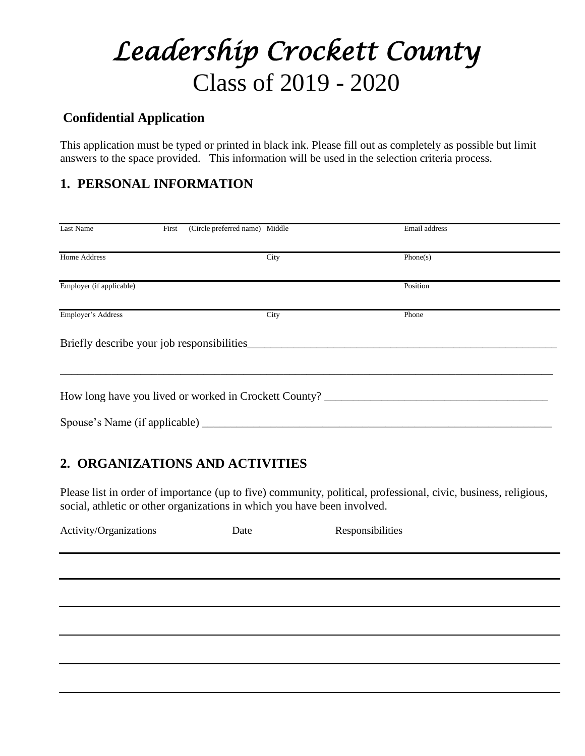# *Leadership Crockett County*

## Class of 2019 - 2020

**Confidential Application**

This application must be typed or printed in black ink. Please fill out as completely as possible but limit answers to the space provided. This information will be used in the selection criteria process.

## 1. PERSONAL INFORMATION

| Last Name | First (Circle preferred name) | Middle | Email address |
|---|---|---|---|
| | | | |

| Home Address | City | Phone(s) |
|---|---|---|
| | | |

| Employer (if applicable) | Position |
|---|---|
| | |

| Employer's Address | City | Phone |
|---|---|---|
| | | |

Briefly describe your job responsibilities_______________________________________________________

_____________________________________________________________________________________

How long have you lived or worked in Crockett County? _______________________________________

Spouse's Name (if applicable) ____________________________________________________________

## 2. ORGANIZATIONS AND ACTIVITIES

Please list in order of importance (up to five) community, political, professional, civic, business, religious, social, athletic or other organizations in which you have been involved.

| Activity/Organizations | Date | Responsibilities |
|---|---|---|
| | | |
| | | |
| | | |
| | | |
| | | |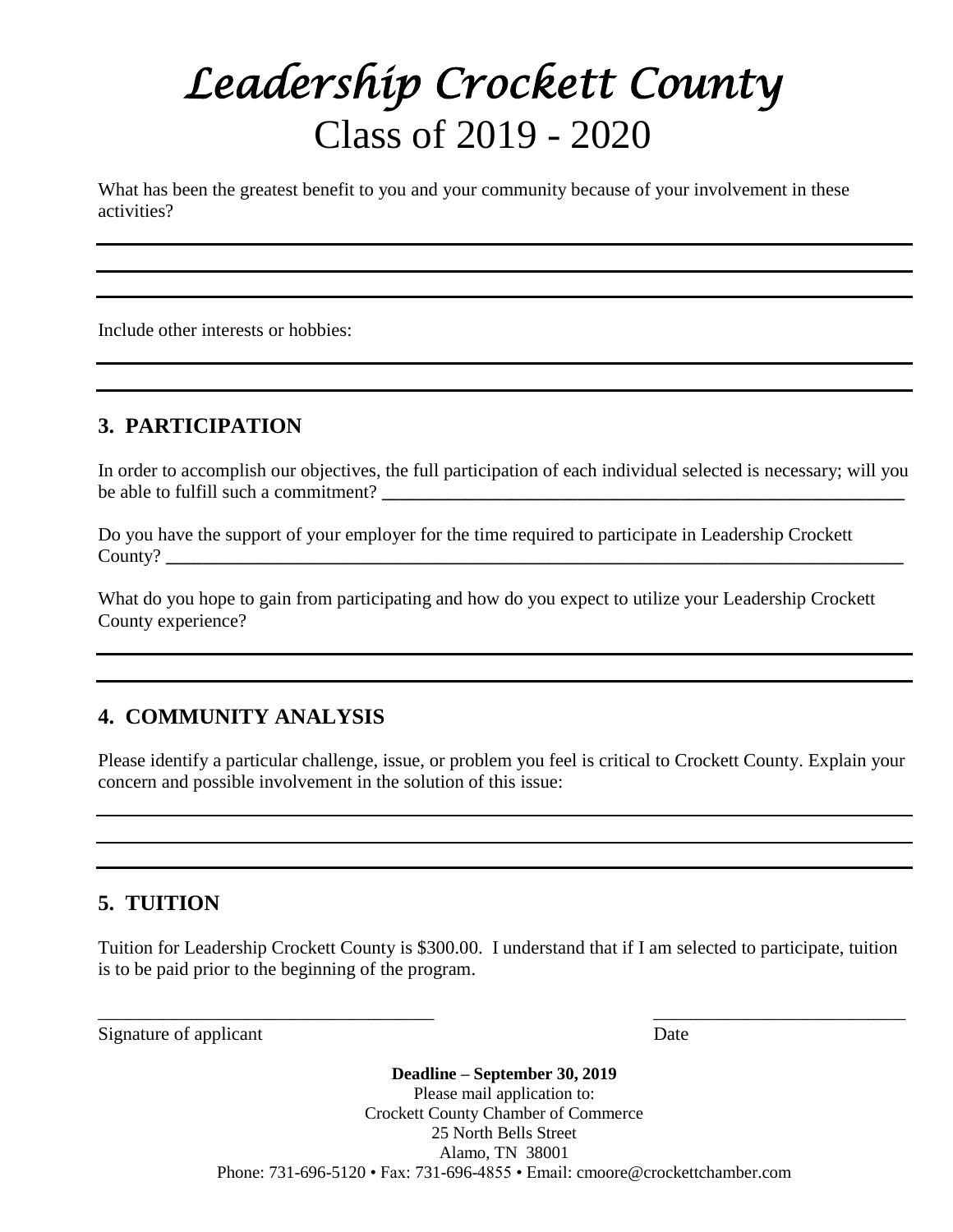# *Leadership Crockett County*

Class of 2019 - 2020

What has been the greatest benefit to you and your community because of your involvement in these activities?

Include other interests or hobbies:

## 3. PARTICIPATION

In order to accomplish our objectives, the full participation of each individual selected is necessary; will you be able to fulfill such a commitment? ___________________________________________

Do you have the support of your employer for the time required to participate in Leadership Crockett County? ___________________________________________

What do you hope to gain from participating and how do you expect to utilize your Leadership Crockett County experience?

## 4. COMMUNITY ANALYSIS

Please identify a particular challenge, issue, or problem you feel is critical to Crockett County. Explain your concern and possible involvement in the solution of this issue:

## 5. TUITION

Tuition for Leadership Crockett County is $300.00. I understand that if I am selected to participate, tuition is to be paid prior to the beginning of the program.

___________________________________ ___________________________

Signature of applicant Date

**Deadline – September 30, 2019**

Please mail application to:
Crockett County Chamber of Commerce
25 North Bells Street
Alamo, TN 38001
Phone: 731-696-5120 • Fax: 731-696-4855 • Email: cmoore@crockettchamber.com